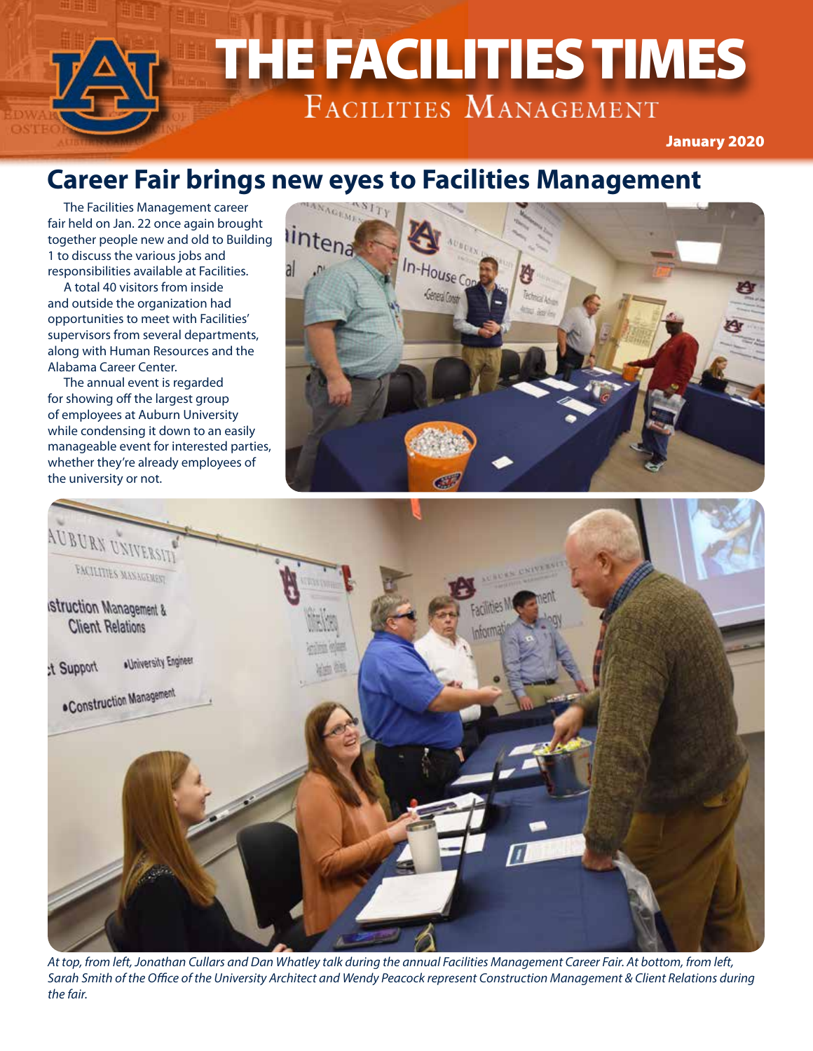# THE FACILITIES TIMES

Facilities Management

January 2020

## Career Fair brings new eyes to Facilities Management

The Facilities Management career fair held on Jan. 22 once again brought together people new and old to Building 1 to discuss the various jobs and responsibilities available at Facilities.

A total 40 visitors from inside and outside the organization had opportunities to meet with Facilities' supervisors from several departments, along with Human Resources and the Alabama Career Center.

The annual event is regarded for showing off the largest group of employees at Auburn University while condensing it down to an easily manageable event for interested parties, whether they're already employees of the university or not.

*At top, from left, Jonathan Cullars and Dan Whatley talk during the annual Facilities Management Career Fair. At bottom, from left, Sarah Smith of the Office of the University Architect and Wendy Peacock represent Construction Management & Client Relations during the fair.*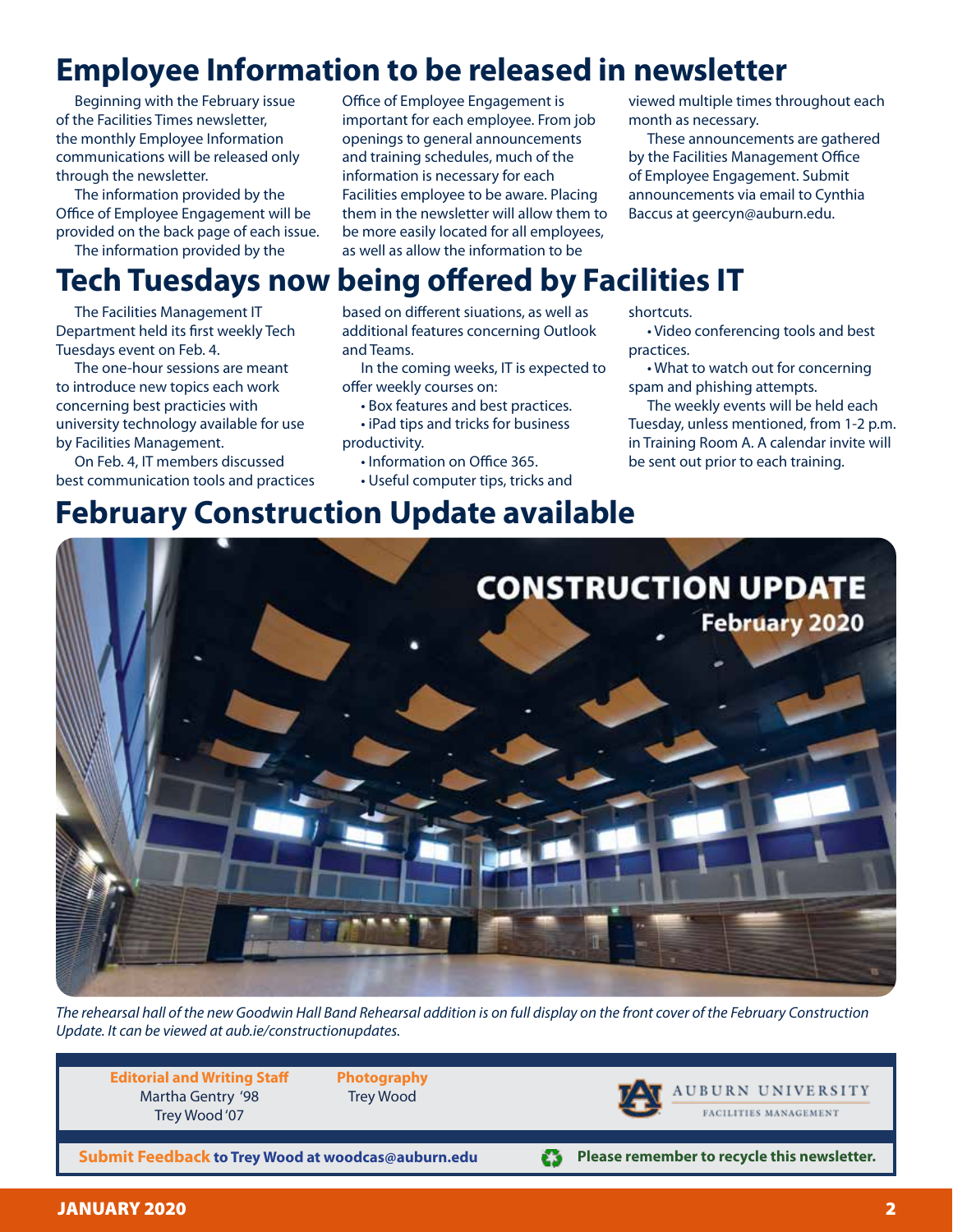# Employee Information to be released in newsletter

Beginning with the February issue of the Facilities Times newsletter, the monthly Employee Information communications will be released only through the newsletter.

The information provided by the Office of Employee Engagement will be provided on the back page of each issue.

The information provided by the Office of Employee Engagement is important for each employee. From job openings to general announcements and training schedules, much of the information is necessary for each Facilities employee to be aware. Placing them in the newsletter will allow them to be more easily located for all employees, as well as allow the information to be viewed multiple times throughout each month as necessary.

These announcements are gathered by the Facilities Management Office of Employee Engagement. Submit announcements via email to Cynthia Baccus at geercyn@auburn.edu.

# Tech Tuesdays now being offered by Facilities IT

The Facilities Management IT Department held its first weekly Tech Tuesdays event on Feb. 4.

The one-hour sessions are meant to introduce new topics each work concerning best practicies with university technology available for use by Facilities Management.

On Feb. 4, IT members discussed best communication tools and practices based on different siuations, as well as additional features concerning Outlook and Teams.

In the coming weeks, IT is expected to offer weekly courses on:

- Box features and best practices.
- iPad tips and tricks for business productivity.
- Information on Office 365.
- Useful computer tips, tricks and shortcuts.
- Video conferencing tools and best practices.
- What to watch out for concerning spam and phishing attempts.

The weekly events will be held each Tuesday, unless mentioned, from 1-2 p.m. in Training Room A. A calendar invite will be sent out prior to each training.

# February Construction Update available

*The rehearsal hall of the new Goodwin Hall Band Rehearsal addition is on full display on the front cover of the February Construction Update. It can be viewed at aub.ie/constructionupdates.*

**Editorial and Writing Staff**
Martha Gentry '98
Trey Wood '07

**Photography**
Trey Wood

AUBURN UNIVERSITY
FACILITIES MANAGEMENT

**Submit Feedback to Trey Wood at woodcas@auburn.edu**

**Please remember to recycle this newsletter.**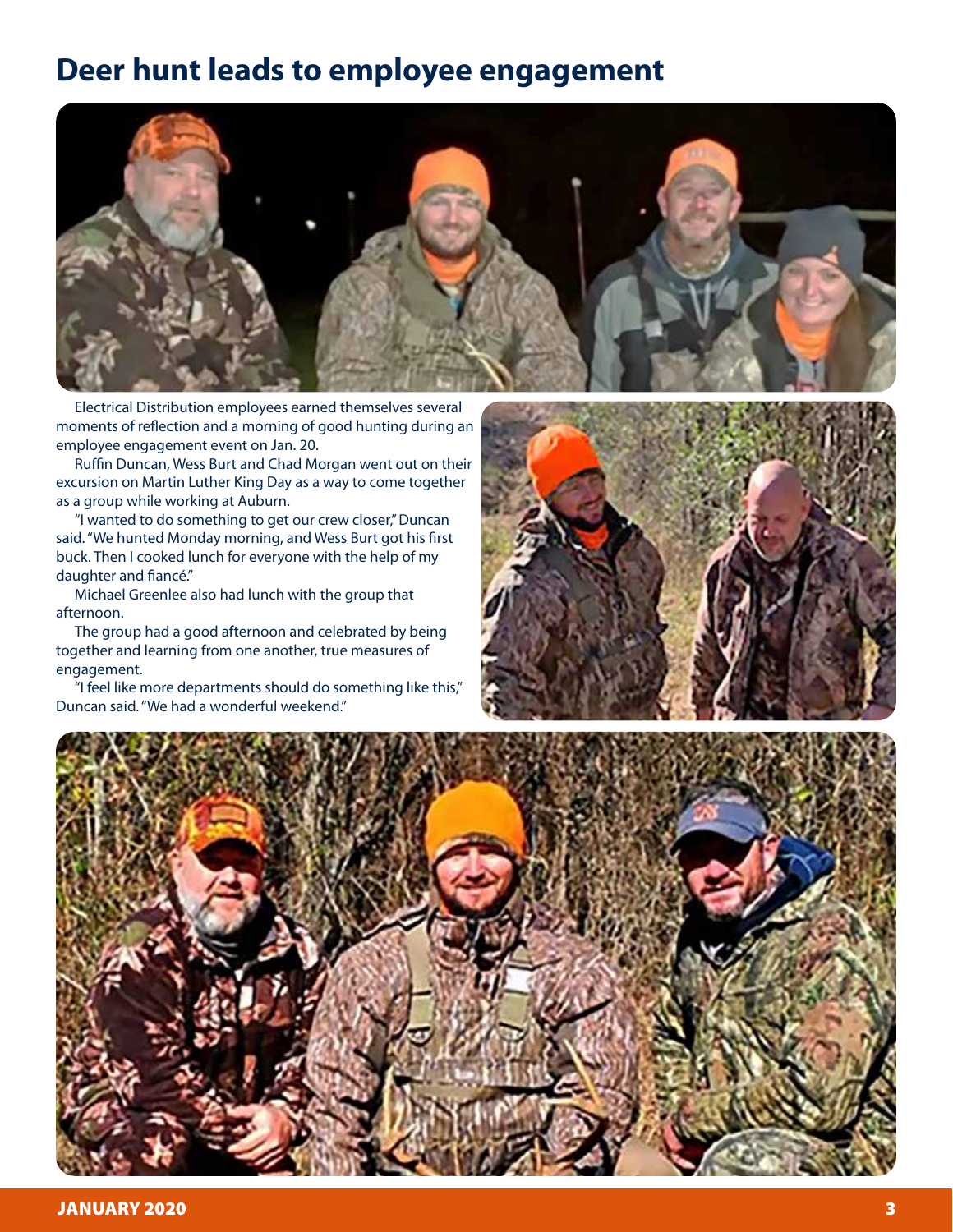# Deer hunt leads to employee engagement

Electrical Distribution employees earned themselves several moments of reflection and a morning of good hunting during an employee engagement event on Jan. 20.

Ruffin Duncan, Wess Burt and Chad Morgan went out on their excursion on Martin Luther King Day as a way to come together as a group while working at Auburn.

"I wanted to do something to get our crew closer," Duncan said. "We hunted Monday morning, and Wess Burt got his first buck. Then I cooked lunch for everyone with the help of my daughter and fiancé."

Michael Greenlee also had lunch with the group that afternoon.

The group had a good afternoon and celebrated by being together and learning from one another, true measures of engagement.

"I feel like more departments should do something like this," Duncan said. "We had a wonderful weekend."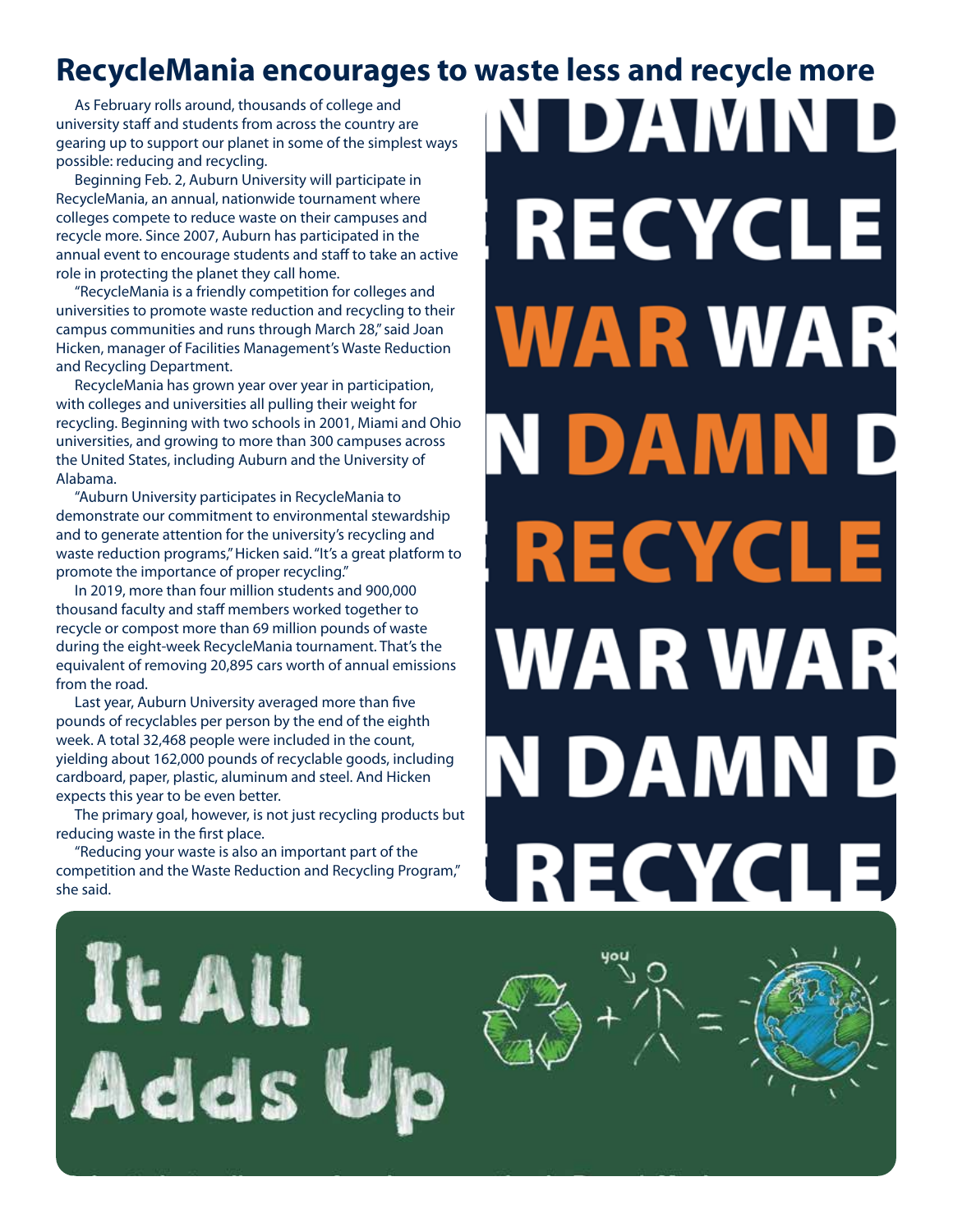# RecycleMania encourages to waste less and recycle more

As February rolls around, thousands of college and university staff and students from across the country are gearing up to support our planet in some of the simplest ways possible: reducing and recycling.

Beginning Feb. 2, Auburn University will participate in RecycleMania, an annual, nationwide tournament where colleges compete to reduce waste on their campuses and recycle more. Since 2007, Auburn has participated in the annual event to encourage students and staff to take an active role in protecting the planet they call home.

"RecycleMania is a friendly competition for colleges and universities to promote waste reduction and recycling to their campus communities and runs through March 28," said Joan Hicken, manager of Facilities Management's Waste Reduction and Recycling Department.

RecycleMania has grown year over year in participation, with colleges and universities all pulling their weight for recycling. Beginning with two schools in 2001, Miami and Ohio universities, and growing to more than 300 campuses across the United States, including Auburn and the University of Alabama.

"Auburn University participates in RecycleMania to demonstrate our commitment to environmental stewardship and to generate attention for the university's recycling and waste reduction programs," Hicken said. "It's a great platform to promote the importance of proper recycling."

In 2019, more than four million students and 900,000 thousand faculty and staff members worked together to recycle or compost more than 69 million pounds of waste during the eight-week RecycleMania tournament. That's the equivalent of removing 20,895 cars worth of annual emissions from the road.

Last year, Auburn University averaged more than five pounds of recyclables per person by the end of the eighth week. A total 32,468 people were included in the count, yielding about 162,000 pounds of recyclable goods, including cardboard, paper, plastic, aluminum and steel. And Hicken expects this year to be even better.

The primary goal, however, is not just recycling products but reducing waste in the first place.

"Reducing your waste is also an important part of the competition and the Waste Reduction and Recycling Program," she said.